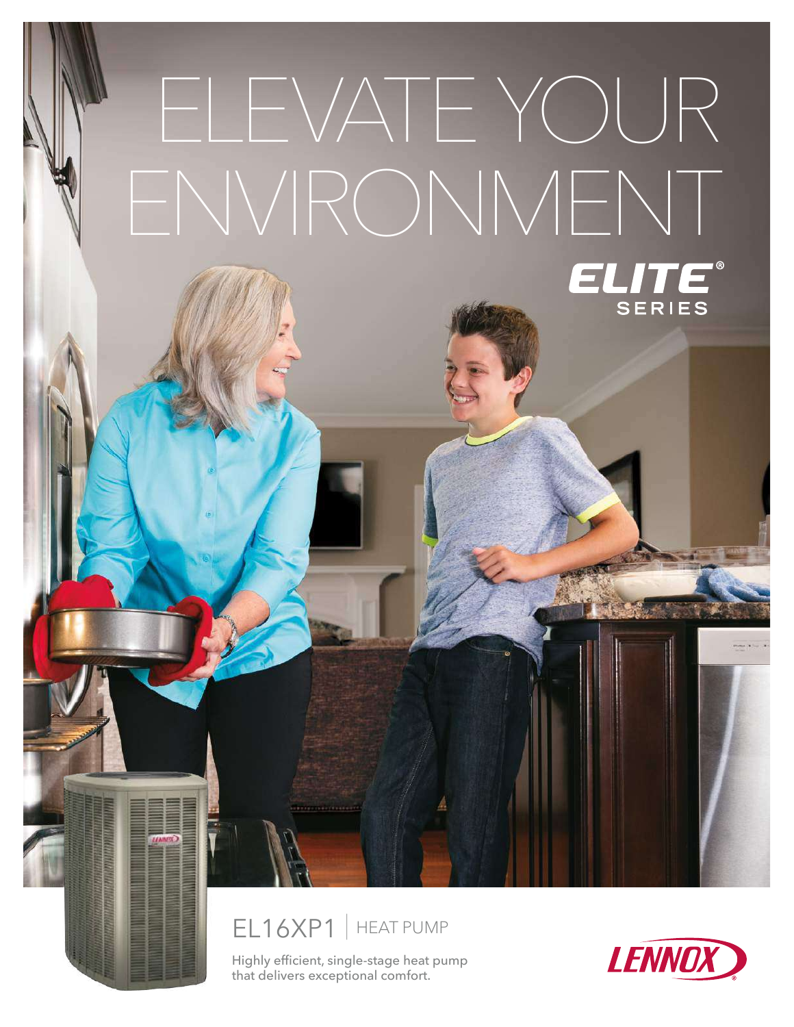# ELEVATE YOUR ENVIRONMENT

ELITE® SERIES

## EL16XP1 | HEAT PUMP

Highly efficient, single-stage heat pump that delivers exceptional comfort.

LENNOX®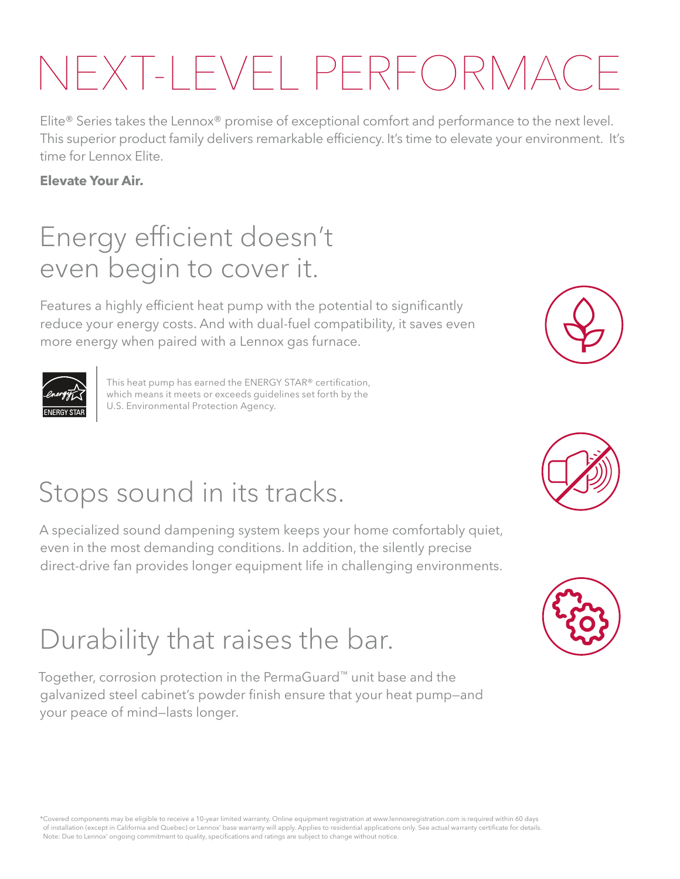# NEXT-LEVEL PERFORMACE

Elite® Series takes the Lennox® promise of exceptional comfort and performance to the next level. This superior product family delivers remarkable efficiency. It's time to elevate your environment. It's time for Lennox Elite.

**Elevate Your Air.**

## Energy efficient doesn't even begin to cover it.

Features a highly efficient heat pump with the potential to significantly reduce your energy costs. And with dual-fuel compatibility, it saves even more energy when paired with a Lennox gas furnace.

This heat pump has earned the ENERGY STAR® certification, which means it meets or exceeds guidelines set forth by the U.S. Environmental Protection Agency.

## Stops sound in its tracks.

A specialized sound dampening system keeps your home comfortably quiet, even in the most demanding conditions. In addition, the silently precise direct-drive fan provides longer equipment life in challenging environments.

## Durability that raises the bar.

Together, corrosion protection in the PermaGuard™ unit base and the galvanized steel cabinet's powder finish ensure that your heat pump—and your peace of mind—lasts longer.

*Covered components may be eligible to receive a 10-year limited warranty. Online equipment registration at www.lennoxregistration.com is required within 60 days of installation (except in California and Quebec) or Lennox' base warranty will apply. Applies to residential applications only. See actual warranty certificate for details.
Note: Due to Lennox' ongoing commitment to quality, specifications and ratings are subject to change without notice.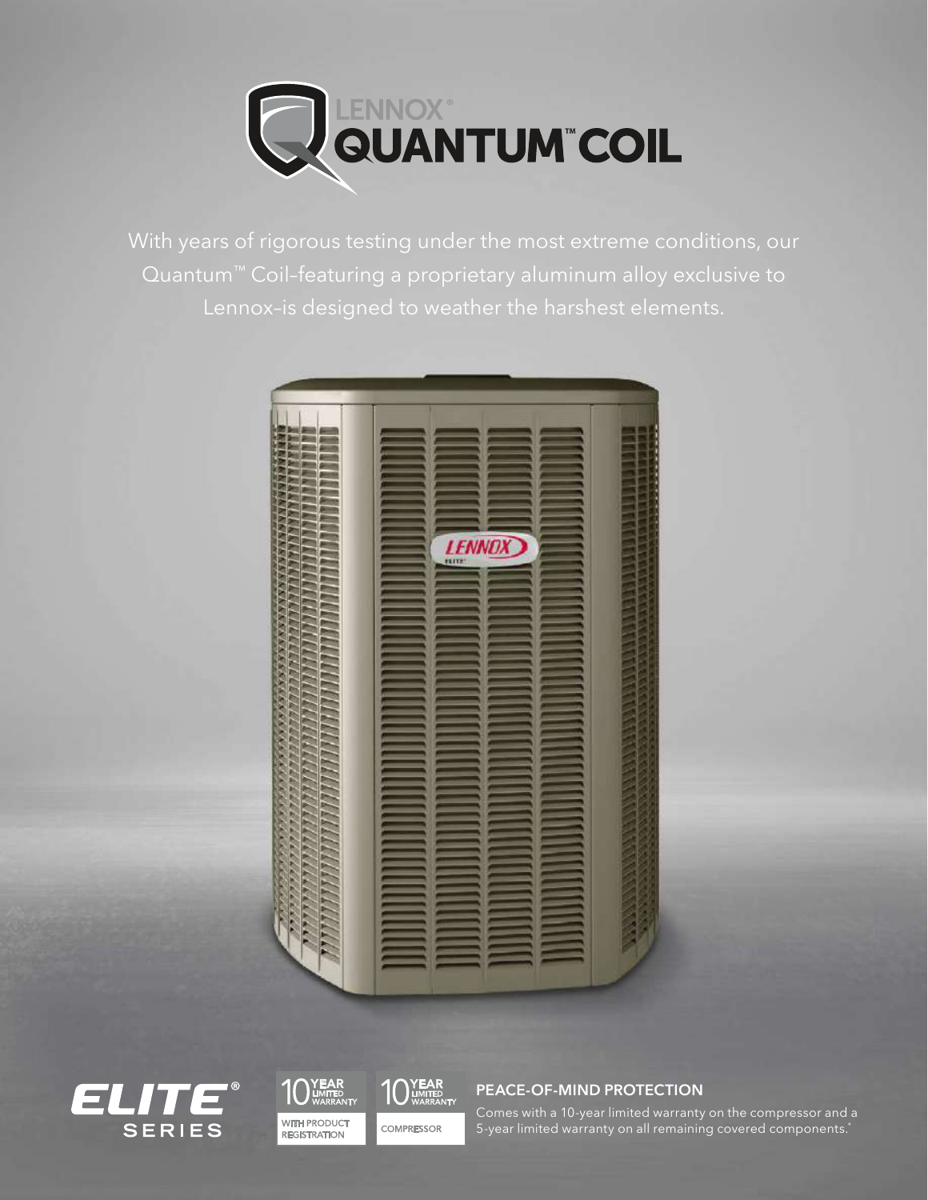# LENNOX® QUANTUM™ COIL

With years of rigorous testing under the most extreme conditions, our Quantum™ Coil–featuring a proprietary aluminum alloy exclusive to Lennox–is designed to weather the harshest elements.

ELITE® SERIES

10 YEAR LIMITED WARRANTY WITH PRODUCT REGISTRATION

10 YEAR LIMITED WARRANTY COMPRESSOR

## PEACE-OF-MIND PROTECTION

Comes with a 10-year limited warranty on the compressor and a 5-year limited warranty on all remaining covered components.*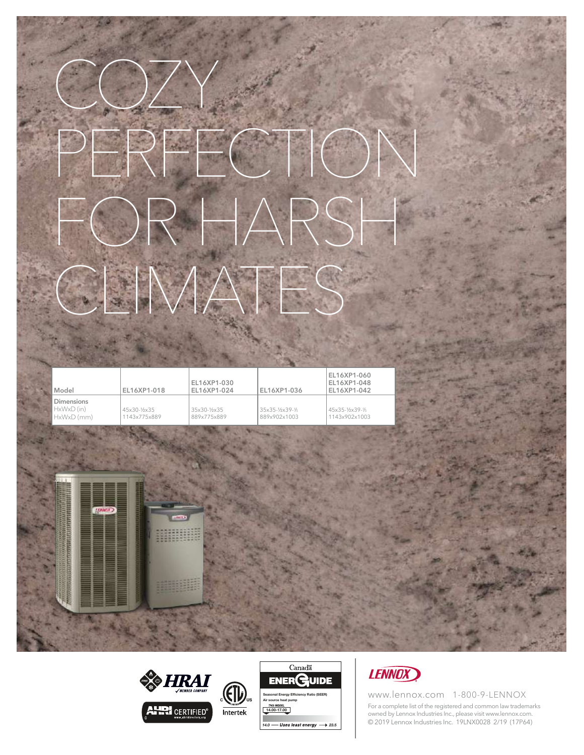# COZY PERFECTION FOR HARSH CLIMATES

| Model | EL16XP1-018 | EL16XP1-030 EL16XP1-024 | EL16XP1-036 | EL16XP1-060 EL16XP1-048 EL16XP1-042 |
|---|---|---|---|---|
| Dimensions HxWxD (in) HxWxD (mm) | 45x30-½x35 1143x775x889 | 35x30-½x35 889x775x889 | 35x35-½x39-½ 889x902x1003 | 45x35-½x39-½ 1143x902x1003 |

HRAI MEMBER COMPANY

AHRI CERTIFIED® www.ahridirectory.org

Intertek

Canada ENERGUIDE

Seasonal Energy Efficiency Ratio (SEER)

Air source heat pump

THIS MODEL 14.00-17.00

14.0 — Uses least energy → 23.5

LENNOX

www.lennox.com 1-800-9-LENNOX

For a complete list of the registered and common law trademarks owned by Lennox Industries Inc., please visit www.lennox.com.
© 2019 Lennox Industries Inc. 19LNX0028 2/19 (17P64)